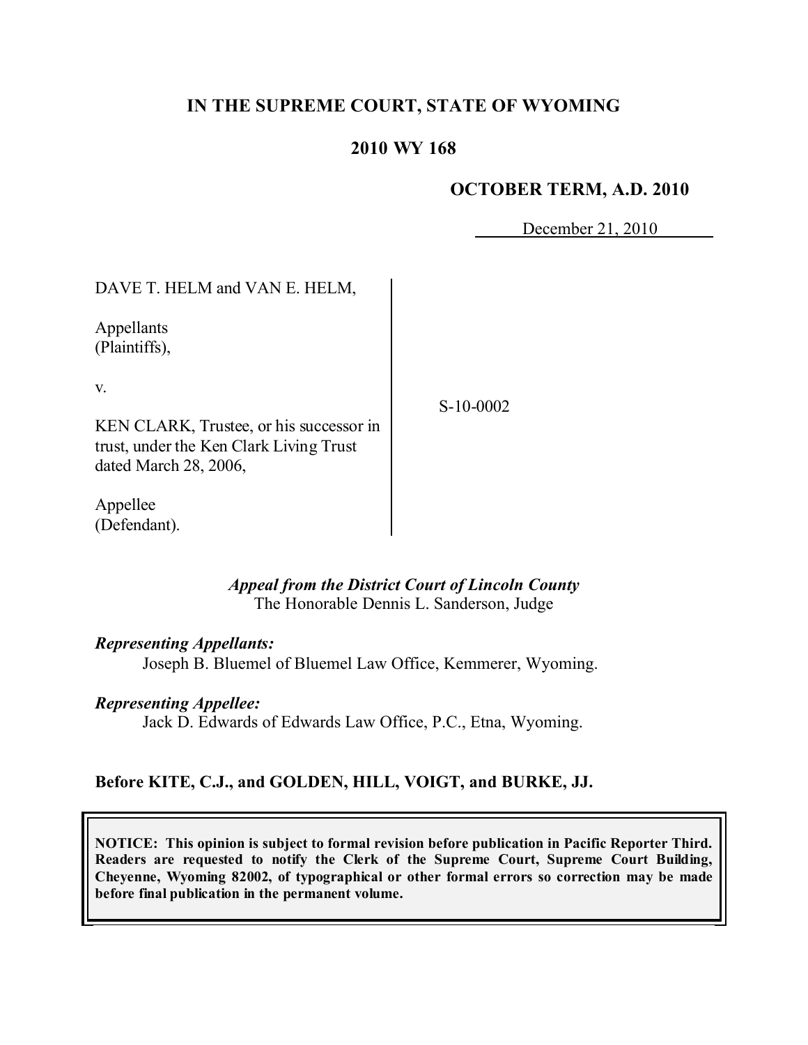# IN THE SUPREME COURT, STATE OF WYOMING

## 2010 WY 168

**OCTOBER TERM, A.D. 2010**

December 21, 2010

DAVE T. HELM and VAN E. HELM,

Appellants
(Plaintiffs),

v.

KEN CLARK, Trustee, or his successor in trust, under the Ken Clark Living Trust dated March 28, 2006,

Appellee
(Defendant).

S-10-0002

*Appeal from the District Court of Lincoln County*
The Honorable Dennis L. Sanderson, Judge

*Representing Appellants:*
Joseph B. Bluemel of Bluemel Law Office, Kemmerer, Wyoming.

*Representing Appellee:*
Jack D. Edwards of Edwards Law Office, P.C., Etna, Wyoming.

**Before KITE, C.J., and GOLDEN, HILL, VOIGT, and BURKE, JJ.**

**NOTICE: This opinion is subject to formal revision before publication in Pacific Reporter Third. Readers are requested to notify the Clerk of the Supreme Court, Supreme Court Building, Cheyenne, Wyoming 82002, of typographical or other formal errors so correction may be made before final publication in the permanent volume.**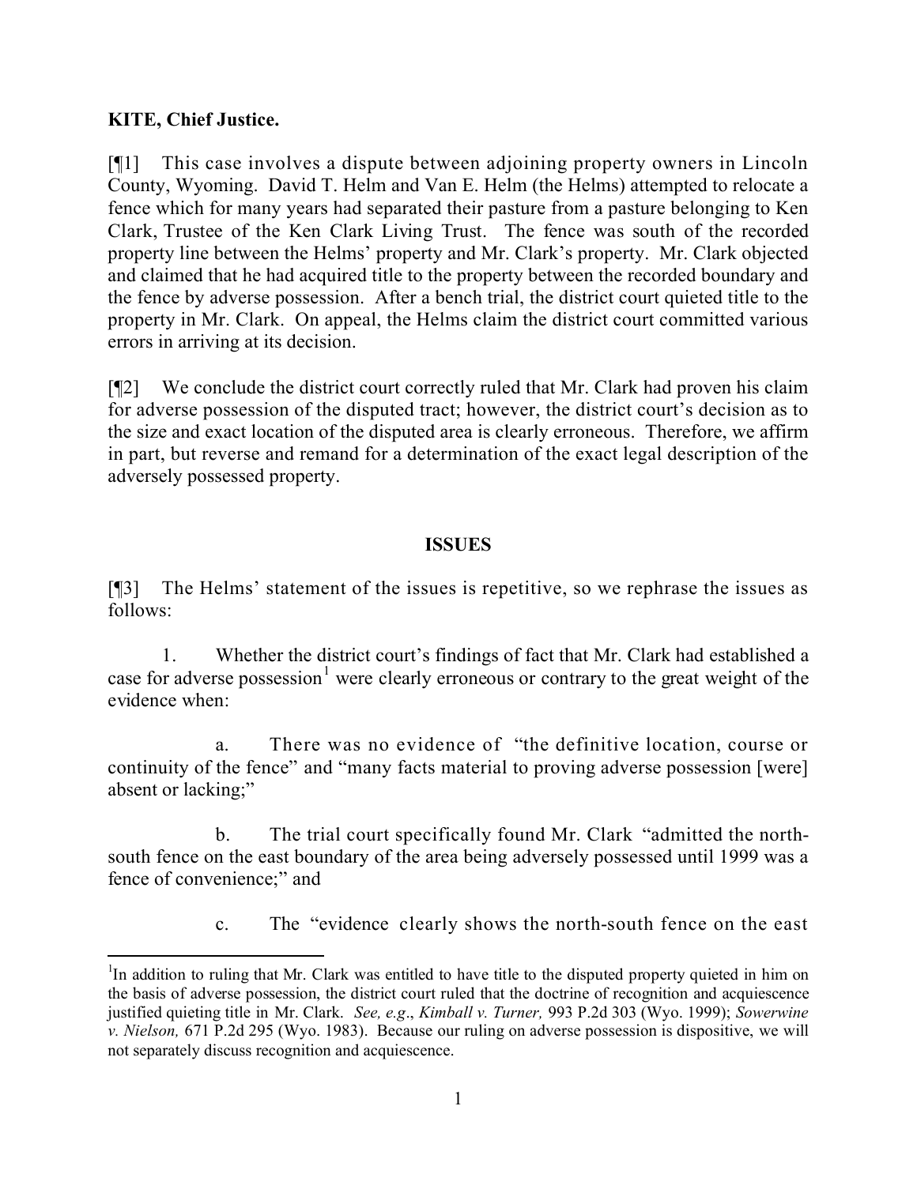**KITE, Chief Justice.**

[¶1] This case involves a dispute between adjoining property owners in Lincoln County, Wyoming. David T. Helm and Van E. Helm (the Helms) attempted to relocate a fence which for many years had separated their pasture from a pasture belonging to Ken Clark, Trustee of the Ken Clark Living Trust. The fence was south of the recorded property line between the Helms' property and Mr. Clark's property. Mr. Clark objected and claimed that he had acquired title to the property between the recorded boundary and the fence by adverse possession. After a bench trial, the district court quieted title to the property in Mr. Clark. On appeal, the Helms claim the district court committed various errors in arriving at its decision.

[¶2] We conclude the district court correctly ruled that Mr. Clark had proven his claim for adverse possession of the disputed tract; however, the district court's decision as to the size and exact location of the disputed area is clearly erroneous. Therefore, we affirm in part, but reverse and remand for a determination of the exact legal description of the adversely possessed property.

## ISSUES

[¶3] The Helms' statement of the issues is repetitive, so we rephrase the issues as follows:

1. Whether the district court's findings of fact that Mr. Clark had established a case for adverse possession[1] were clearly erroneous or contrary to the great weight of the evidence when:

   a. There was no evidence of "the definitive location, course or continuity of the fence" and "many facts material to proving adverse possession [were] absent or lacking;"

   b. The trial court specifically found Mr. Clark "admitted the north-south fence on the east boundary of the area being adversely possessed until 1999 was a fence of convenience;" and

   c. The "evidence clearly shows the north-south fence on the east

---

[1]In addition to ruling that Mr. Clark was entitled to have title to the disputed property quieted in him on the basis of adverse possession, the district court ruled that the doctrine of recognition and acquiescence justified quieting title in Mr. Clark. *See, e.g*., *Kimball v. Turner,* 993 P.2d 303 (Wyo. 1999); *Sowerwine v. Nielson,* 671 P.2d 295 (Wyo. 1983). Because our ruling on adverse possession is dispositive, we will not separately discuss recognition and acquiescence.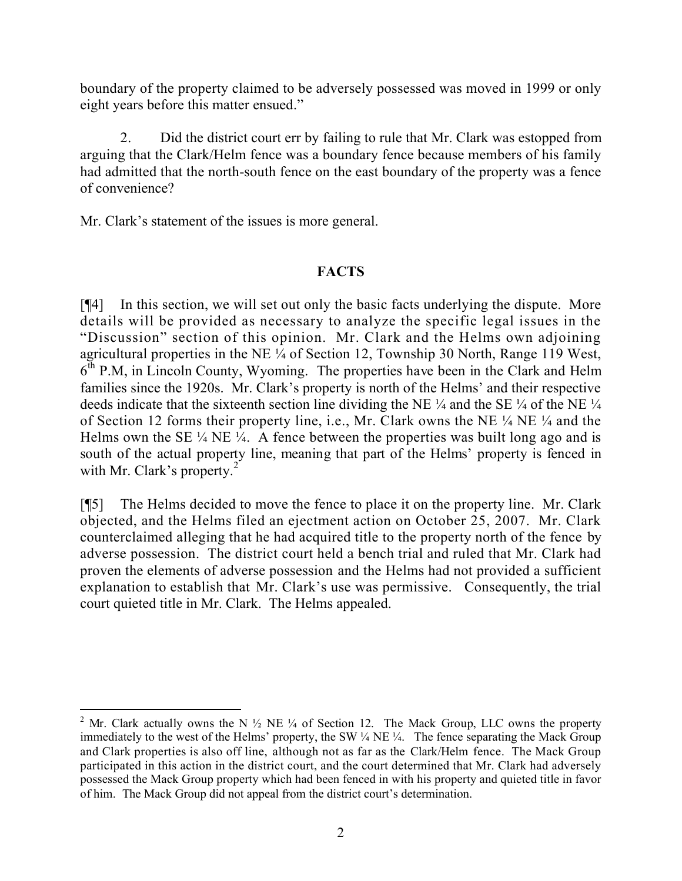boundary of the property claimed to be adversely possessed was moved in 1999 or only eight years before this matter ensued."

2. Did the district court err by failing to rule that Mr. Clark was estopped from arguing that the Clark/Helm fence was a boundary fence because members of his family had admitted that the north-south fence on the east boundary of the property was a fence of convenience?

Mr. Clark's statement of the issues is more general.

## FACTS

[¶4] In this section, we will set out only the basic facts underlying the dispute. More details will be provided as necessary to analyze the specific legal issues in the "Discussion" section of this opinion. Mr. Clark and the Helms own adjoining agricultural properties in the NE ¼ of Section 12, Township 30 North, Range 119 West, 6th P.M, in Lincoln County, Wyoming. The properties have been in the Clark and Helm families since the 1920s. Mr. Clark's property is north of the Helms' and their respective deeds indicate that the sixteenth section line dividing the NE ¼ and the SE ¼ of the NE ¼ of Section 12 forms their property line, i.e., Mr. Clark owns the NE ¼ NE ¼ and the Helms own the SE ¼ NE ¼. A fence between the properties was built long ago and is south of the actual property line, meaning that part of the Helms' property is fenced in with Mr. Clark's property.[2]

[¶5] The Helms decided to move the fence to place it on the property line. Mr. Clark objected, and the Helms filed an ejectment action on October 25, 2007. Mr. Clark counterclaimed alleging that he had acquired title to the property north of the fence by adverse possession. The district court held a bench trial and ruled that Mr. Clark had proven the elements of adverse possession and the Helms had not provided a sufficient explanation to establish that Mr. Clark's use was permissive. Consequently, the trial court quieted title in Mr. Clark. The Helms appealed.

---

[2] Mr. Clark actually owns the N ½ NE ¼ of Section 12. The Mack Group, LLC owns the property immediately to the west of the Helms' property, the SW ¼ NE ¼. The fence separating the Mack Group and Clark properties is also off line, although not as far as the Clark/Helm fence. The Mack Group participated in this action in the district court, and the court determined that Mr. Clark had adversely possessed the Mack Group property which had been fenced in with his property and quieted title in favor of him. The Mack Group did not appeal from the district court's determination.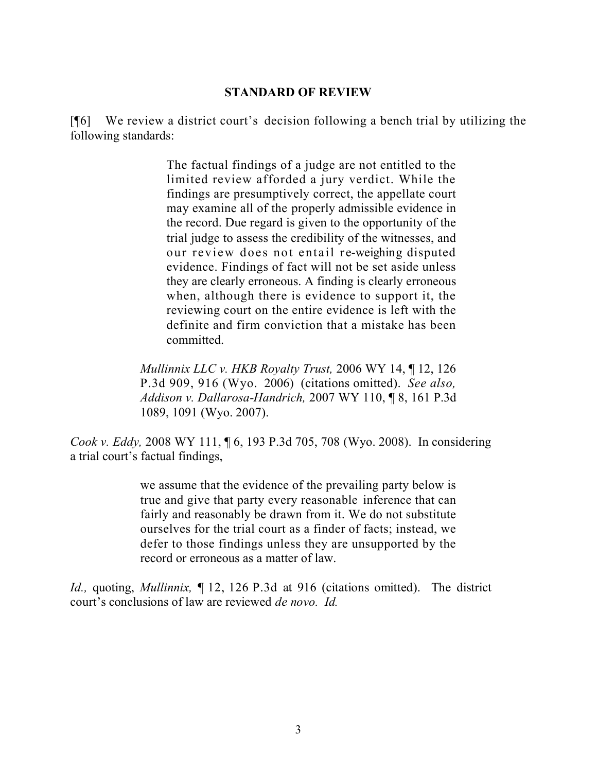## STANDARD OF REVIEW

[¶6] We review a district court's decision following a bench trial by utilizing the following standards:

> The factual findings of a judge are not entitled to the limited review afforded a jury verdict. While the findings are presumptively correct, the appellate court may examine all of the properly admissible evidence in the record. Due regard is given to the opportunity of the trial judge to assess the credibility of the witnesses, and our review does not entail re-weighing disputed evidence. Findings of fact will not be set aside unless they are clearly erroneous. A finding is clearly erroneous when, although there is evidence to support it, the reviewing court on the entire evidence is left with the definite and firm conviction that a mistake has been committed.
>
> *Mullinnix LLC v. HKB Royalty Trust,* 2006 WY 14, ¶ 12, 126 P.3d 909, 916 (Wyo. 2006) (citations omitted). *See also, Addison v. Dallarosa-Handrich,* 2007 WY 110, ¶ 8, 161 P.3d 1089, 1091 (Wyo. 2007).

*Cook v. Eddy,* 2008 WY 111, ¶ 6, 193 P.3d 705, 708 (Wyo. 2008). In considering a trial court's factual findings,

> we assume that the evidence of the prevailing party below is true and give that party every reasonable inference that can fairly and reasonably be drawn from it. We do not substitute ourselves for the trial court as a finder of facts; instead, we defer to those findings unless they are unsupported by the record or erroneous as a matter of law.

*Id.,* quoting, *Mullinnix,* ¶ 12, 126 P.3d at 916 (citations omitted). The district court's conclusions of law are reviewed *de novo. Id.*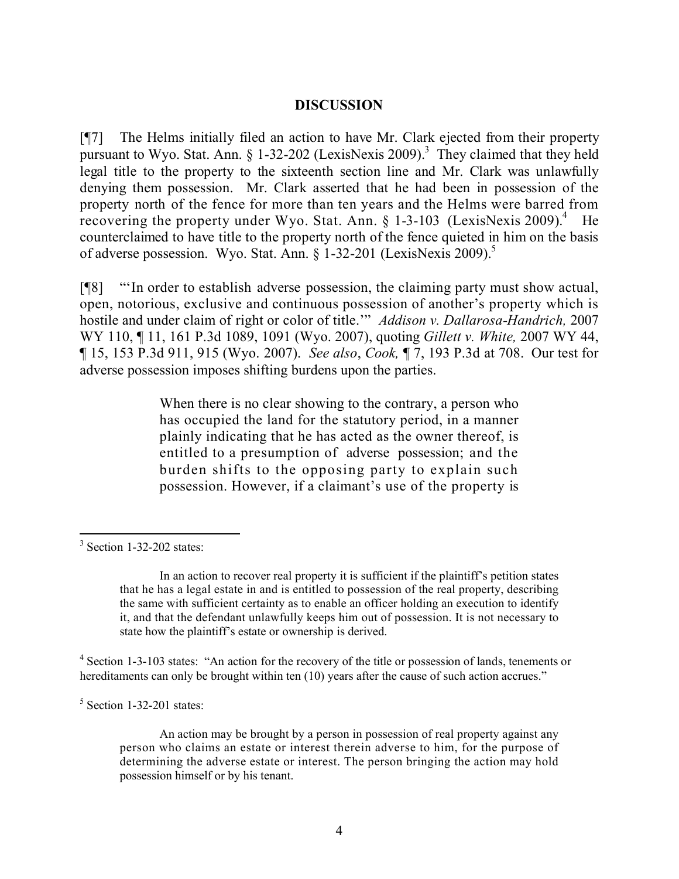## DISCUSSION

[¶7] The Helms initially filed an action to have Mr. Clark ejected from their property pursuant to Wyo. Stat. Ann. § 1-32-202 (LexisNexis 2009).[3] They claimed that they held legal title to the property to the sixteenth section line and Mr. Clark was unlawfully denying them possession. Mr. Clark asserted that he had been in possession of the property north of the fence for more than ten years and the Helms were barred from recovering the property under Wyo. Stat. Ann. § 1-3-103 (LexisNexis 2009).[4] He counterclaimed to have title to the property north of the fence quieted in him on the basis of adverse possession. Wyo. Stat. Ann. § 1-32-201 (LexisNexis 2009).[5]

[¶8] "'In order to establish adverse possession, the claiming party must show actual, open, notorious, exclusive and continuous possession of another's property which is hostile and under claim of right or color of title.'" *Addison v. Dallarosa-Handrich,* 2007 WY 110, ¶ 11, 161 P.3d 1089, 1091 (Wyo. 2007), quoting *Gillett v. White,* 2007 WY 44, ¶ 15, 153 P.3d 911, 915 (Wyo. 2007). *See also*, *Cook,* ¶ 7, 193 P.3d at 708. Our test for adverse possession imposes shifting burdens upon the parties.

> When there is no clear showing to the contrary, a person who has occupied the land for the statutory period, in a manner plainly indicating that he has acted as the owner thereof, is entitled to a presumption of adverse possession; and the burden shifts to the opposing party to explain such possession. However, if a claimant's use of the property is

---

[3] Section 1-32-202 states:

> In an action to recover real property it is sufficient if the plaintiff's petition states that he has a legal estate in and is entitled to possession of the real property, describing the same with sufficient certainty as to enable an officer holding an execution to identify it, and that the defendant unlawfully keeps him out of possession. It is not necessary to state how the plaintiff's estate or ownership is derived.

[4] Section 1-3-103 states: "An action for the recovery of the title or possession of lands, tenements or hereditaments can only be brought within ten (10) years after the cause of such action accrues."

[5] Section 1-32-201 states:

> An action may be brought by a person in possession of real property against any person who claims an estate or interest therein adverse to him, for the purpose of determining the adverse estate or interest. The person bringing the action may hold possession himself or by his tenant.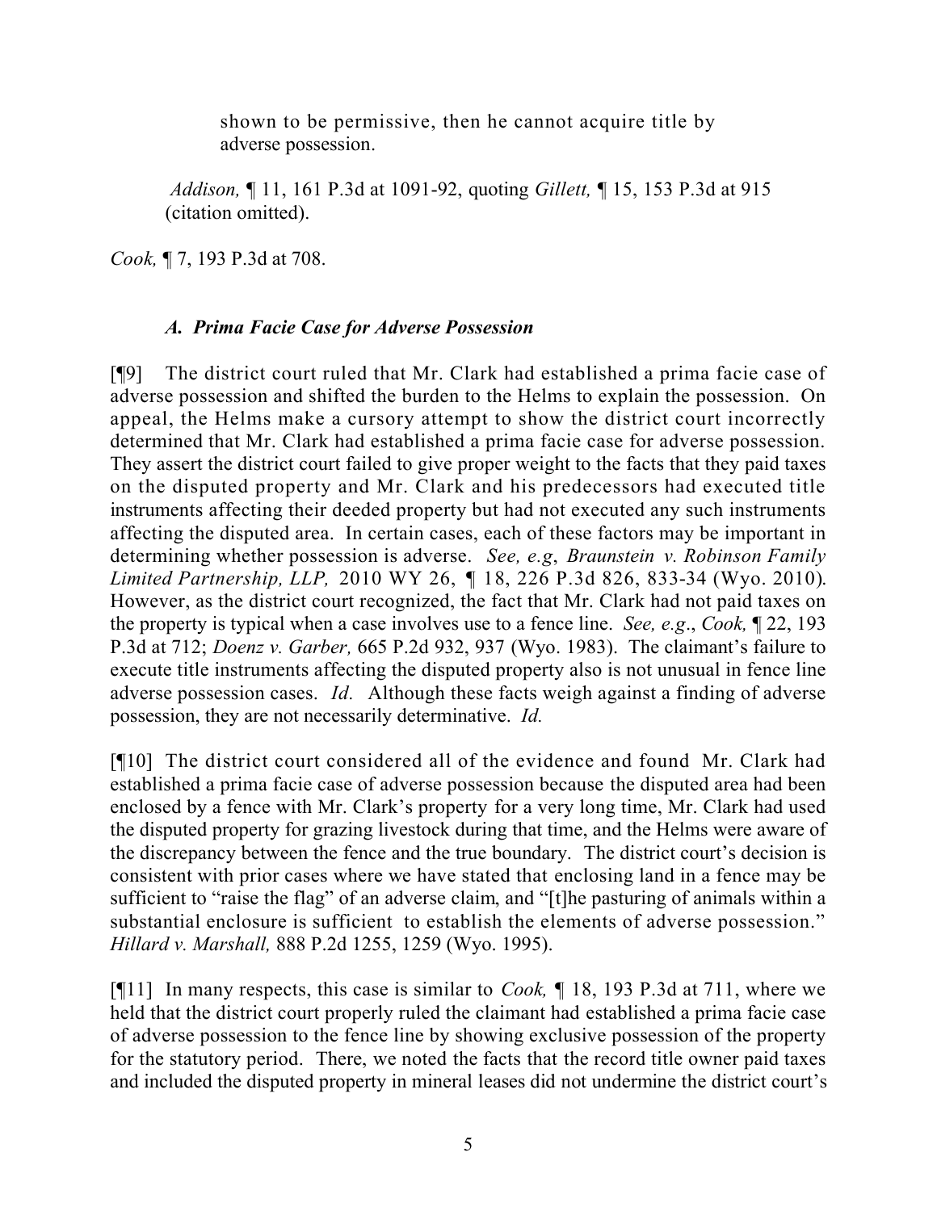> shown to be permissive, then he cannot acquire title by adverse possession.
>
> *Addison,* ¶ 11, 161 P.3d at 1091-92, quoting *Gillett,* ¶ 15, 153 P.3d at 915 (citation omitted).

*Cook,* ¶ 7, 193 P.3d at 708.

### *A. Prima Facie Case for Adverse Possession*

[¶9] The district court ruled that Mr. Clark had established a prima facie case of adverse possession and shifted the burden to the Helms to explain the possession. On appeal, the Helms make a cursory attempt to show the district court incorrectly determined that Mr. Clark had established a prima facie case for adverse possession. They assert the district court failed to give proper weight to the facts that they paid taxes on the disputed property and Mr. Clark and his predecessors had executed title instruments affecting their deeded property but had not executed any such instruments affecting the disputed area. In certain cases, each of these factors may be important in determining whether possession is adverse. *See, e.g*, *Braunstein v. Robinson Family Limited Partnership, LLP,* 2010 WY 26, ¶ 18, 226 P.3d 826, 833-34 (Wyo. 2010). However, as the district court recognized, the fact that Mr. Clark had not paid taxes on the property is typical when a case involves use to a fence line. *See, e.g*., *Cook,* ¶ 22, 193 P.3d at 712; *Doenz v. Garber,* 665 P.2d 932, 937 (Wyo. 1983). The claimant's failure to execute title instruments affecting the disputed property also is not unusual in fence line adverse possession cases. *Id.* Although these facts weigh against a finding of adverse possession, they are not necessarily determinative. *Id.*

[¶10] The district court considered all of the evidence and found Mr. Clark had established a prima facie case of adverse possession because the disputed area had been enclosed by a fence with Mr. Clark's property for a very long time, Mr. Clark had used the disputed property for grazing livestock during that time, and the Helms were aware of the discrepancy between the fence and the true boundary. The district court's decision is consistent with prior cases where we have stated that enclosing land in a fence may be sufficient to "raise the flag" of an adverse claim, and "[t]he pasturing of animals within a substantial enclosure is sufficient to establish the elements of adverse possession." *Hillard v. Marshall,* 888 P.2d 1255, 1259 (Wyo. 1995).

[¶11] In many respects, this case is similar to *Cook,* ¶ 18, 193 P.3d at 711, where we held that the district court properly ruled the claimant had established a prima facie case of adverse possession to the fence line by showing exclusive possession of the property for the statutory period. There, we noted the facts that the record title owner paid taxes and included the disputed property in mineral leases did not undermine the district court's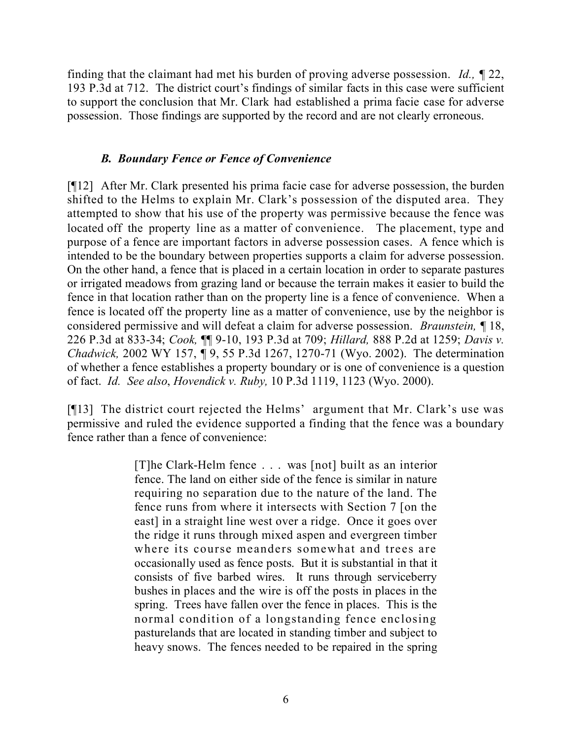finding that the claimant had met his burden of proving adverse possession. *Id.,* ¶ 22, 193 P.3d at 712. The district court's findings of similar facts in this case were sufficient to support the conclusion that Mr. Clark had established a prima facie case for adverse possession. Those findings are supported by the record and are not clearly erroneous.

### *B. Boundary Fence or Fence of Convenience*

[¶12] After Mr. Clark presented his prima facie case for adverse possession, the burden shifted to the Helms to explain Mr. Clark's possession of the disputed area. They attempted to show that his use of the property was permissive because the fence was located off the property line as a matter of convenience. The placement, type and purpose of a fence are important factors in adverse possession cases. A fence which is intended to be the boundary between properties supports a claim for adverse possession. On the other hand, a fence that is placed in a certain location in order to separate pastures or irrigated meadows from grazing land or because the terrain makes it easier to build the fence in that location rather than on the property line is a fence of convenience. When a fence is located off the property line as a matter of convenience, use by the neighbor is considered permissive and will defeat a claim for adverse possession. *Braunstein,* ¶ 18, 226 P.3d at 833-34; *Cook,* ¶¶ 9-10, 193 P.3d at 709; *Hillard,* 888 P.2d at 1259; *Davis v. Chadwick,* 2002 WY 157, ¶ 9, 55 P.3d 1267, 1270-71 (Wyo. 2002). The determination of whether a fence establishes a property boundary or is one of convenience is a question of fact. *Id. See also*, *Hovendick v. Ruby,* 10 P.3d 1119, 1123 (Wyo. 2000).

[¶13] The district court rejected the Helms' argument that Mr. Clark's use was permissive and ruled the evidence supported a finding that the fence was a boundary fence rather than a fence of convenience:

> [T]he Clark-Helm fence . . . was [not] built as an interior fence. The land on either side of the fence is similar in nature requiring no separation due to the nature of the land. The fence runs from where it intersects with Section 7 [on the east] in a straight line west over a ridge. Once it goes over the ridge it runs through mixed aspen and evergreen timber where its course meanders somewhat and trees are occasionally used as fence posts. But it is substantial in that it consists of five barbed wires. It runs through serviceberry bushes in places and the wire is off the posts in places in the spring. Trees have fallen over the fence in places. This is the normal condition of a longstanding fence enclosing pasturelands that are located in standing timber and subject to heavy snows. The fences needed to be repaired in the spring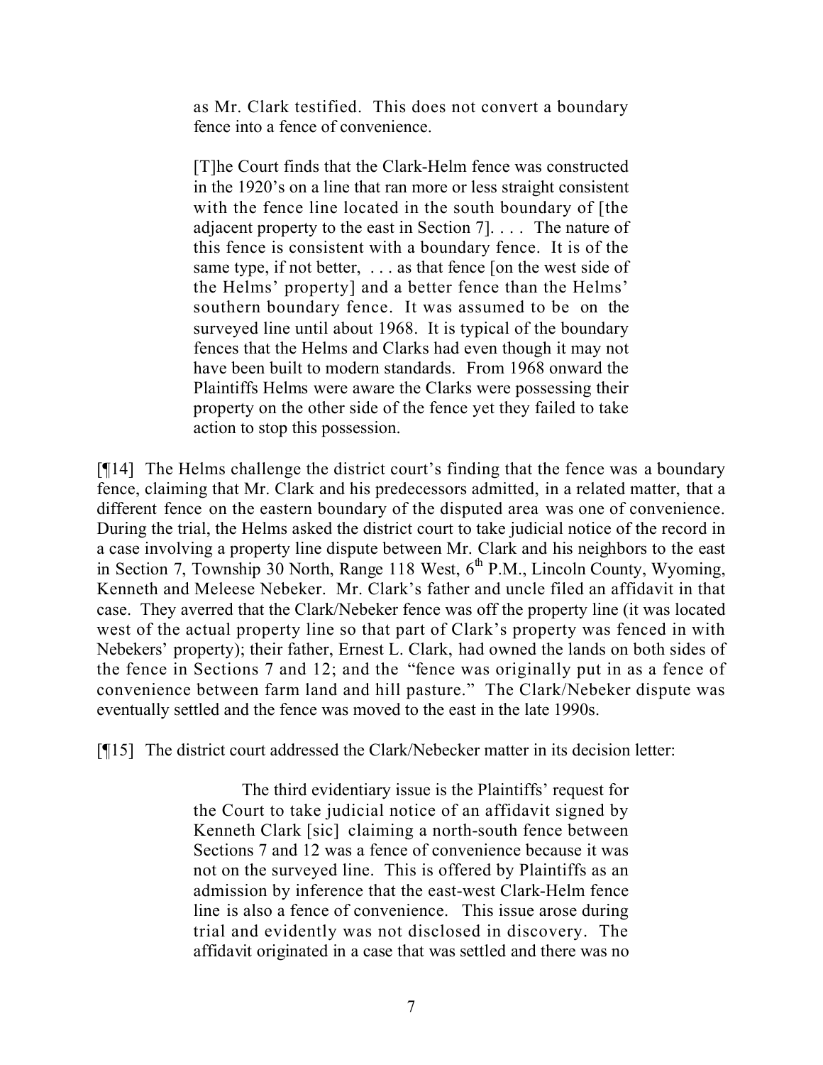> as Mr. Clark testified. This does not convert a boundary fence into a fence of convenience.
>
> [T]he Court finds that the Clark-Helm fence was constructed in the 1920's on a line that ran more or less straight consistent with the fence line located in the south boundary of [the adjacent property to the east in Section 7]. . . . The nature of this fence is consistent with a boundary fence. It is of the same type, if not better, . . . as that fence [on the west side of the Helms' property] and a better fence than the Helms' southern boundary fence. It was assumed to be on the surveyed line until about 1968. It is typical of the boundary fences that the Helms and Clarks had even though it may not have been built to modern standards. From 1968 onward the Plaintiffs Helms were aware the Clarks were possessing their property on the other side of the fence yet they failed to take action to stop this possession.

[¶14] The Helms challenge the district court's finding that the fence was a boundary fence, claiming that Mr. Clark and his predecessors admitted, in a related matter, that a different fence on the eastern boundary of the disputed area was one of convenience. During the trial, the Helms asked the district court to take judicial notice of the record in a case involving a property line dispute between Mr. Clark and his neighbors to the east in Section 7, Township 30 North, Range 118 West, 6th P.M., Lincoln County, Wyoming, Kenneth and Meleese Nebeker. Mr. Clark's father and uncle filed an affidavit in that case. They averred that the Clark/Nebeker fence was off the property line (it was located west of the actual property line so that part of Clark's property was fenced in with Nebekers' property); their father, Ernest L. Clark, had owned the lands on both sides of the fence in Sections 7 and 12; and the "fence was originally put in as a fence of convenience between farm land and hill pasture." The Clark/Nebeker dispute was eventually settled and the fence was moved to the east in the late 1990s.

[¶15] The district court addressed the Clark/Nebecker matter in its decision letter:

> The third evidentiary issue is the Plaintiffs' request for the Court to take judicial notice of an affidavit signed by Kenneth Clark [sic] claiming a north-south fence between Sections 7 and 12 was a fence of convenience because it was not on the surveyed line. This is offered by Plaintiffs as an admission by inference that the east-west Clark-Helm fence line is also a fence of convenience. This issue arose during trial and evidently was not disclosed in discovery. The affidavit originated in a case that was settled and there was no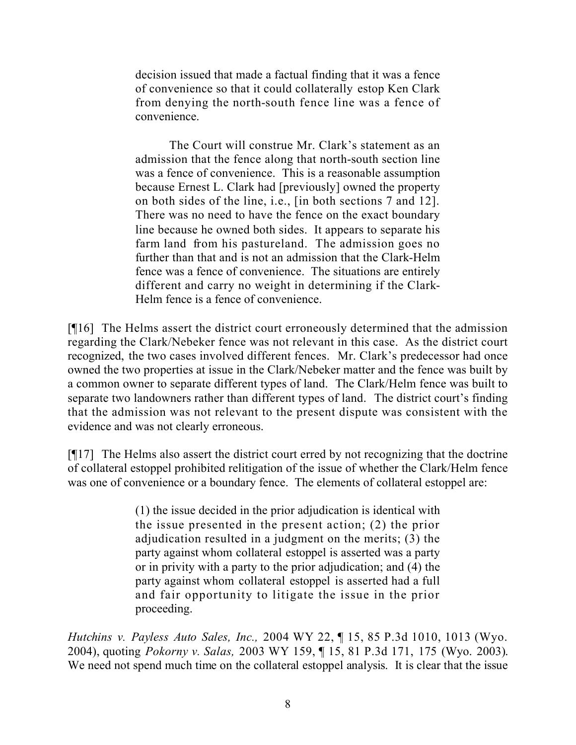> decision issued that made a factual finding that it was a fence of convenience so that it could collaterally estop Ken Clark from denying the north-south fence line was a fence of convenience.
>
> The Court will construe Mr. Clark's statement as an admission that the fence along that north-south section line was a fence of convenience. This is a reasonable assumption because Ernest L. Clark had [previously] owned the property on both sides of the line, i.e., [in both sections 7 and 12]. There was no need to have the fence on the exact boundary line because he owned both sides. It appears to separate his farm land from his pastureland. The admission goes no further than that and is not an admission that the Clark-Helm fence was a fence of convenience. The situations are entirely different and carry no weight in determining if the Clark-Helm fence is a fence of convenience.

[¶16] The Helms assert the district court erroneously determined that the admission regarding the Clark/Nebeker fence was not relevant in this case. As the district court recognized, the two cases involved different fences. Mr. Clark's predecessor had once owned the two properties at issue in the Clark/Nebeker matter and the fence was built by a common owner to separate different types of land. The Clark/Helm fence was built to separate two landowners rather than different types of land. The district court's finding that the admission was not relevant to the present dispute was consistent with the evidence and was not clearly erroneous.

[¶17] The Helms also assert the district court erred by not recognizing that the doctrine of collateral estoppel prohibited relitigation of the issue of whether the Clark/Helm fence was one of convenience or a boundary fence. The elements of collateral estoppel are:

> (1) the issue decided in the prior adjudication is identical with the issue presented in the present action; (2) the prior adjudication resulted in a judgment on the merits; (3) the party against whom collateral estoppel is asserted was a party or in privity with a party to the prior adjudication; and (4) the party against whom collateral estoppel is asserted had a full and fair opportunity to litigate the issue in the prior proceeding.

*Hutchins v. Payless Auto Sales, Inc.,* 2004 WY 22, ¶ 15, 85 P.3d 1010, 1013 (Wyo. 2004), quoting *Pokorny v. Salas,* 2003 WY 159, ¶ 15, 81 P.3d 171, 175 (Wyo. 2003). We need not spend much time on the collateral estoppel analysis. It is clear that the issue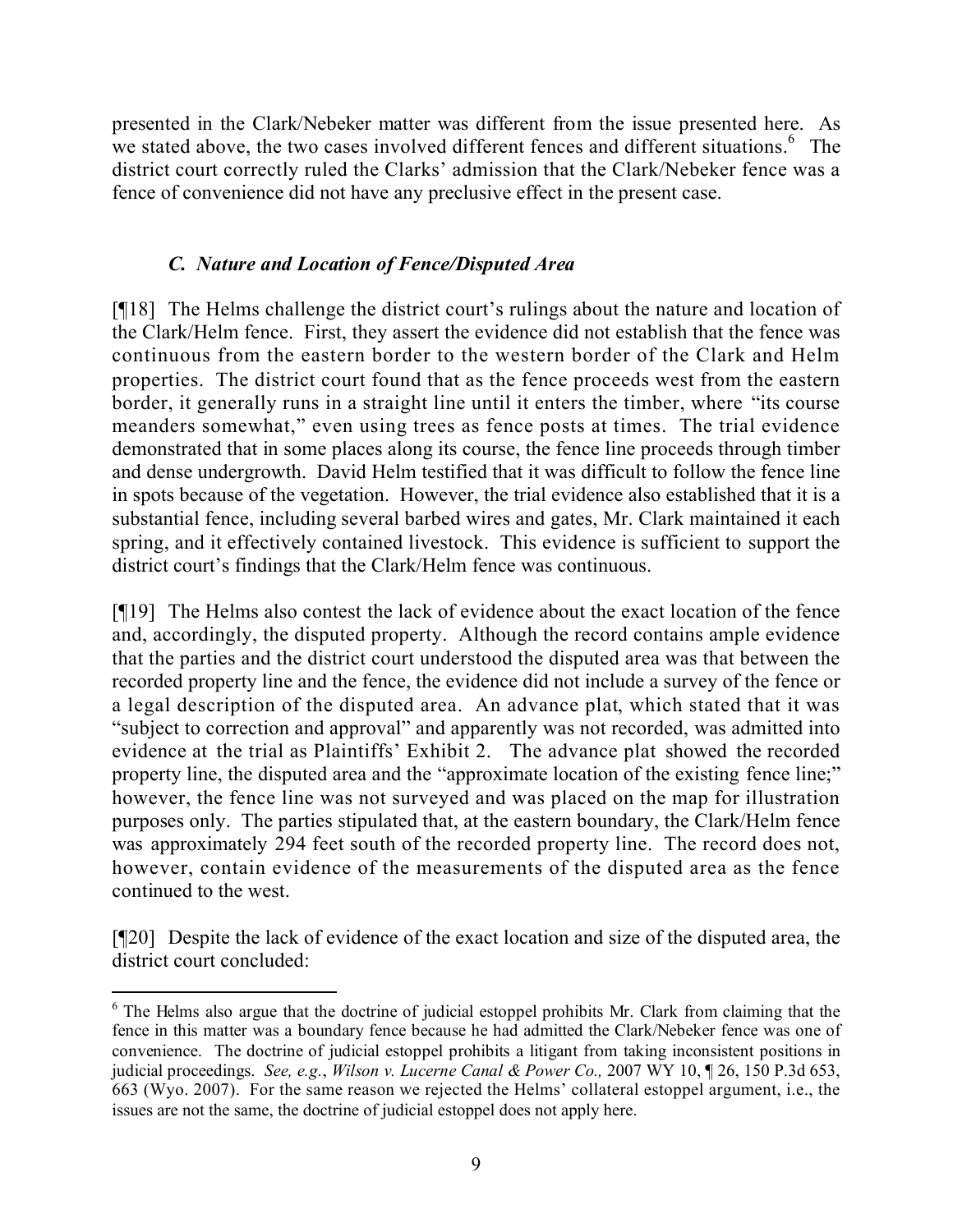presented in the Clark/Nebeker matter was different from the issue presented here. As we stated above, the two cases involved different fences and different situations.[6] The district court correctly ruled the Clarks' admission that the Clark/Nebeker fence was a fence of convenience did not have any preclusive effect in the present case.

### *C. Nature and Location of Fence/Disputed Area*

[¶18] The Helms challenge the district court's rulings about the nature and location of the Clark/Helm fence. First, they assert the evidence did not establish that the fence was continuous from the eastern border to the western border of the Clark and Helm properties. The district court found that as the fence proceeds west from the eastern border, it generally runs in a straight line until it enters the timber, where "its course meanders somewhat," even using trees as fence posts at times. The trial evidence demonstrated that in some places along its course, the fence line proceeds through timber and dense undergrowth. David Helm testified that it was difficult to follow the fence line in spots because of the vegetation. However, the trial evidence also established that it is a substantial fence, including several barbed wires and gates, Mr. Clark maintained it each spring, and it effectively contained livestock. This evidence is sufficient to support the district court's findings that the Clark/Helm fence was continuous.

[¶19] The Helms also contest the lack of evidence about the exact location of the fence and, accordingly, the disputed property. Although the record contains ample evidence that the parties and the district court understood the disputed area was that between the recorded property line and the fence, the evidence did not include a survey of the fence or a legal description of the disputed area. An advance plat, which stated that it was "subject to correction and approval" and apparently was not recorded, was admitted into evidence at the trial as Plaintiffs' Exhibit 2. The advance plat showed the recorded property line, the disputed area and the "approximate location of the existing fence line;" however, the fence line was not surveyed and was placed on the map for illustration purposes only. The parties stipulated that, at the eastern boundary, the Clark/Helm fence was approximately 294 feet south of the recorded property line. The record does not, however, contain evidence of the measurements of the disputed area as the fence continued to the west.

[¶20] Despite the lack of evidence of the exact location and size of the disputed area, the district court concluded:

[6] The Helms also argue that the doctrine of judicial estoppel prohibits Mr. Clark from claiming that the fence in this matter was a boundary fence because he had admitted the Clark/Nebeker fence was one of convenience. The doctrine of judicial estoppel prohibits a litigant from taking inconsistent positions in judicial proceedings. *See, e.g.*, *Wilson v. Lucerne Canal & Power Co.,* 2007 WY 10, ¶ 26, 150 P.3d 653, 663 (Wyo. 2007). For the same reason we rejected the Helms' collateral estoppel argument, i.e., the issues are not the same, the doctrine of judicial estoppel does not apply here.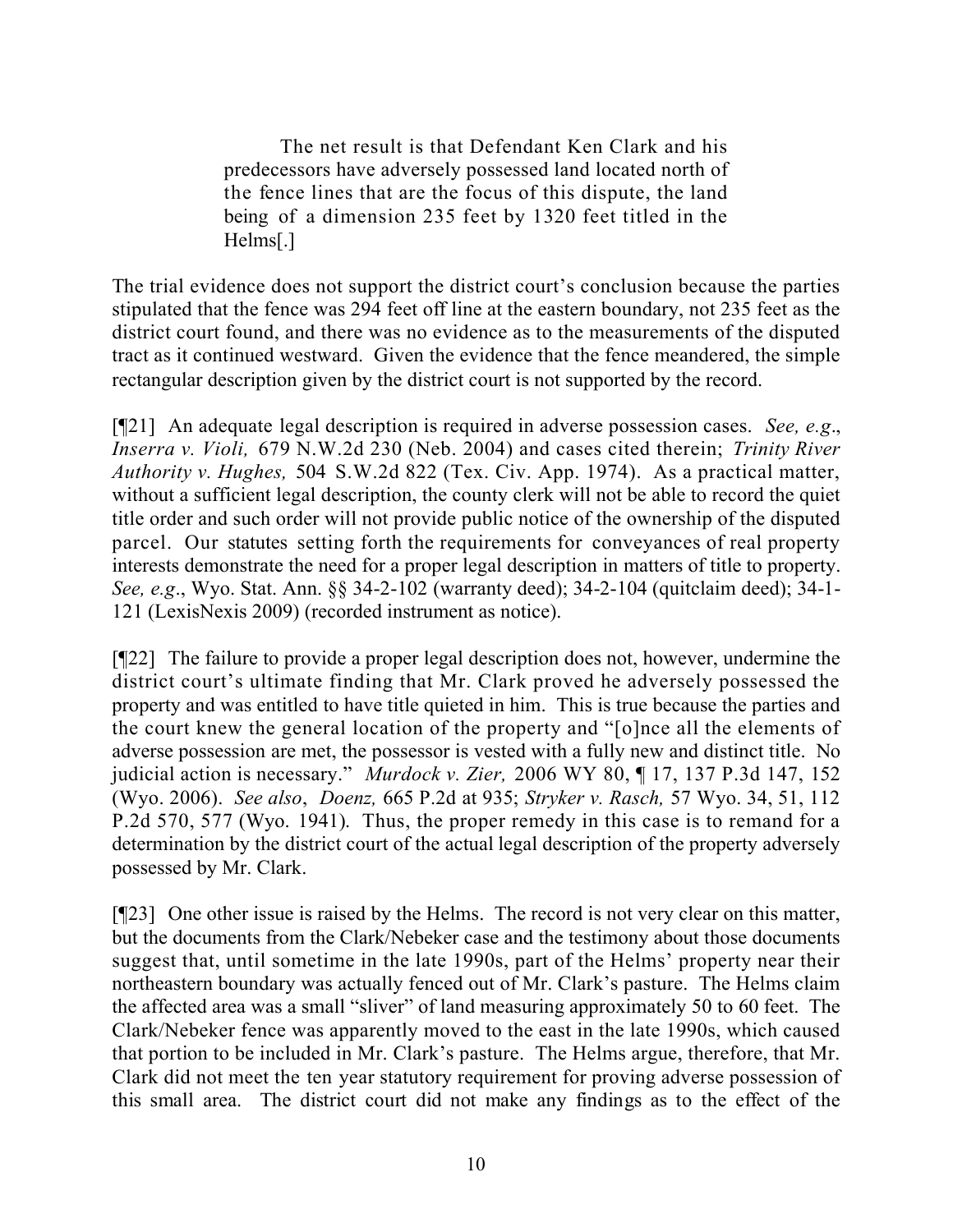> The net result is that Defendant Ken Clark and his predecessors have adversely possessed land located north of the fence lines that are the focus of this dispute, the land being of a dimension 235 feet by 1320 feet titled in the Helms[.]

The trial evidence does not support the district court's conclusion because the parties stipulated that the fence was 294 feet off line at the eastern boundary, not 235 feet as the district court found, and there was no evidence as to the measurements of the disputed tract as it continued westward. Given the evidence that the fence meandered, the simple rectangular description given by the district court is not supported by the record.

[¶21] An adequate legal description is required in adverse possession cases. *See, e.g*., *Inserra v. Violi,* 679 N.W.2d 230 (Neb. 2004) and cases cited therein; *Trinity River Authority v. Hughes,* 504 S.W.2d 822 (Tex. Civ. App. 1974). As a practical matter, without a sufficient legal description, the county clerk will not be able to record the quiet title order and such order will not provide public notice of the ownership of the disputed parcel. Our statutes setting forth the requirements for conveyances of real property interests demonstrate the need for a proper legal description in matters of title to property. *See, e.g*., Wyo. Stat. Ann. §§ 34-2-102 (warranty deed); 34-2-104 (quitclaim deed); 34-1-121 (LexisNexis 2009) (recorded instrument as notice).

[¶22] The failure to provide a proper legal description does not, however, undermine the district court's ultimate finding that Mr. Clark proved he adversely possessed the property and was entitled to have title quieted in him. This is true because the parties and the court knew the general location of the property and "[o]nce all the elements of adverse possession are met, the possessor is vested with a fully new and distinct title. No judicial action is necessary." *Murdock v. Zier,* 2006 WY 80, ¶ 17, 137 P.3d 147, 152 (Wyo. 2006). *See also*, *Doenz,* 665 P.2d at 935; *Stryker v. Rasch,* 57 Wyo. 34, 51, 112 P.2d 570, 577 (Wyo. 1941). Thus, the proper remedy in this case is to remand for a determination by the district court of the actual legal description of the property adversely possessed by Mr. Clark.

[¶23] One other issue is raised by the Helms. The record is not very clear on this matter, but the documents from the Clark/Nebeker case and the testimony about those documents suggest that, until sometime in the late 1990s, part of the Helms' property near their northeastern boundary was actually fenced out of Mr. Clark's pasture. The Helms claim the affected area was a small "sliver" of land measuring approximately 50 to 60 feet. The Clark/Nebeker fence was apparently moved to the east in the late 1990s, which caused that portion to be included in Mr. Clark's pasture. The Helms argue, therefore, that Mr. Clark did not meet the ten year statutory requirement for proving adverse possession of this small area. The district court did not make any findings as to the effect of the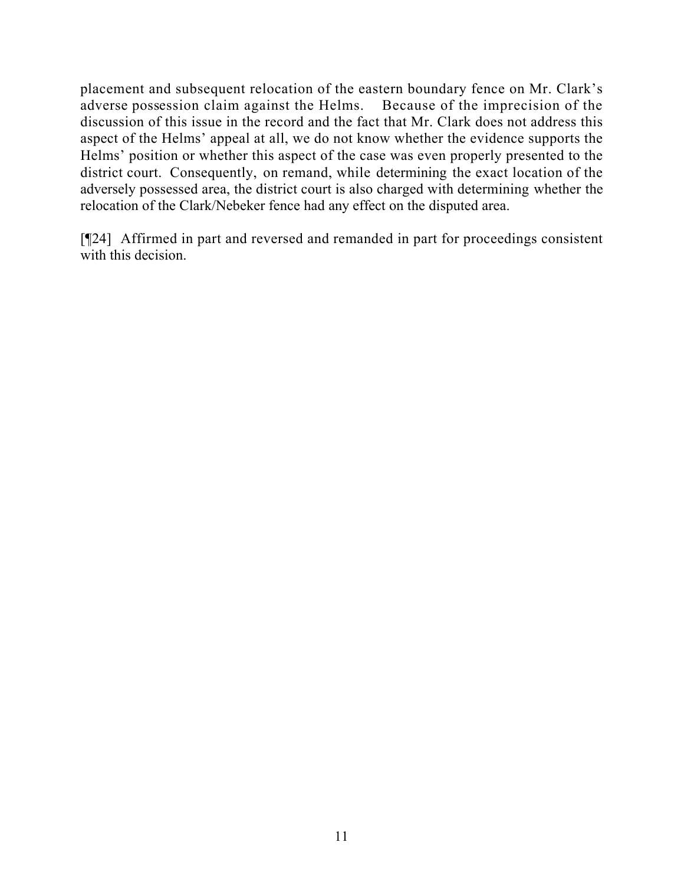placement and subsequent relocation of the eastern boundary fence on Mr. Clark's adverse possession claim against the Helms. Because of the imprecision of the discussion of this issue in the record and the fact that Mr. Clark does not address this aspect of the Helms' appeal at all, we do not know whether the evidence supports the Helms' position or whether this aspect of the case was even properly presented to the district court. Consequently, on remand, while determining the exact location of the adversely possessed area, the district court is also charged with determining whether the relocation of the Clark/Nebeker fence had any effect on the disputed area.

[¶24] Affirmed in part and reversed and remanded in part for proceedings consistent with this decision.